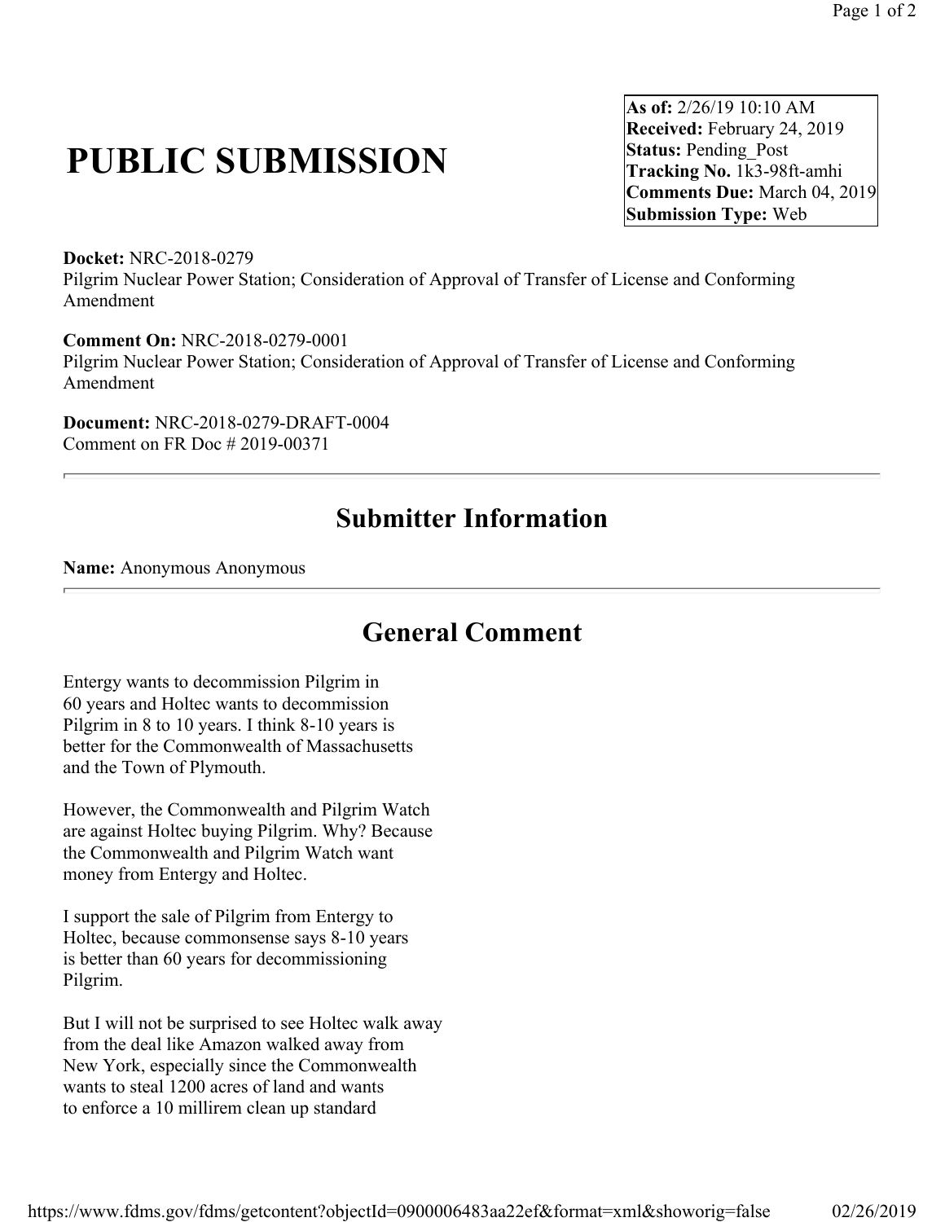# PUBLIC SUBMISSION

**As of:** 2/26/19 10:10 AM
**Received:** February 24, 2019
**Status:** Pending_Post
**Tracking No.** 1k3-98ft-amhi
**Comments Due:** March 04, 2019
**Submission Type:** Web

**Docket:** NRC-2018-0279
Pilgrim Nuclear Power Station; Consideration of Approval of Transfer of License and Conforming Amendment

**Comment On:** NRC-2018-0279-0001
Pilgrim Nuclear Power Station; Consideration of Approval of Transfer of License and Conforming Amendment

**Document:** NRC-2018-0279-DRAFT-0004
Comment on FR Doc # 2019-00371

---

## Submitter Information

**Name:** Anonymous Anonymous

---

## General Comment

Entergy wants to decommission Pilgrim in 60 years and Holtec wants to decommission Pilgrim in 8 to 10 years. I think 8-10 years is better for the Commonwealth of Massachusetts and the Town of Plymouth.

However, the Commonwealth and Pilgrim Watch are against Holtec buying Pilgrim. Why? Because the Commonwealth and Pilgrim Watch want money from Entergy and Holtec.

I support the sale of Pilgrim from Entergy to Holtec, because commonsense says 8-10 years is better than 60 years for decommissioning Pilgrim.

But I will not be surprised to see Holtec walk away from the deal like Amazon walked away from New York, especially since the Commonwealth wants to steal 1200 acres of land and wants to enforce a 10 millirem clean up standard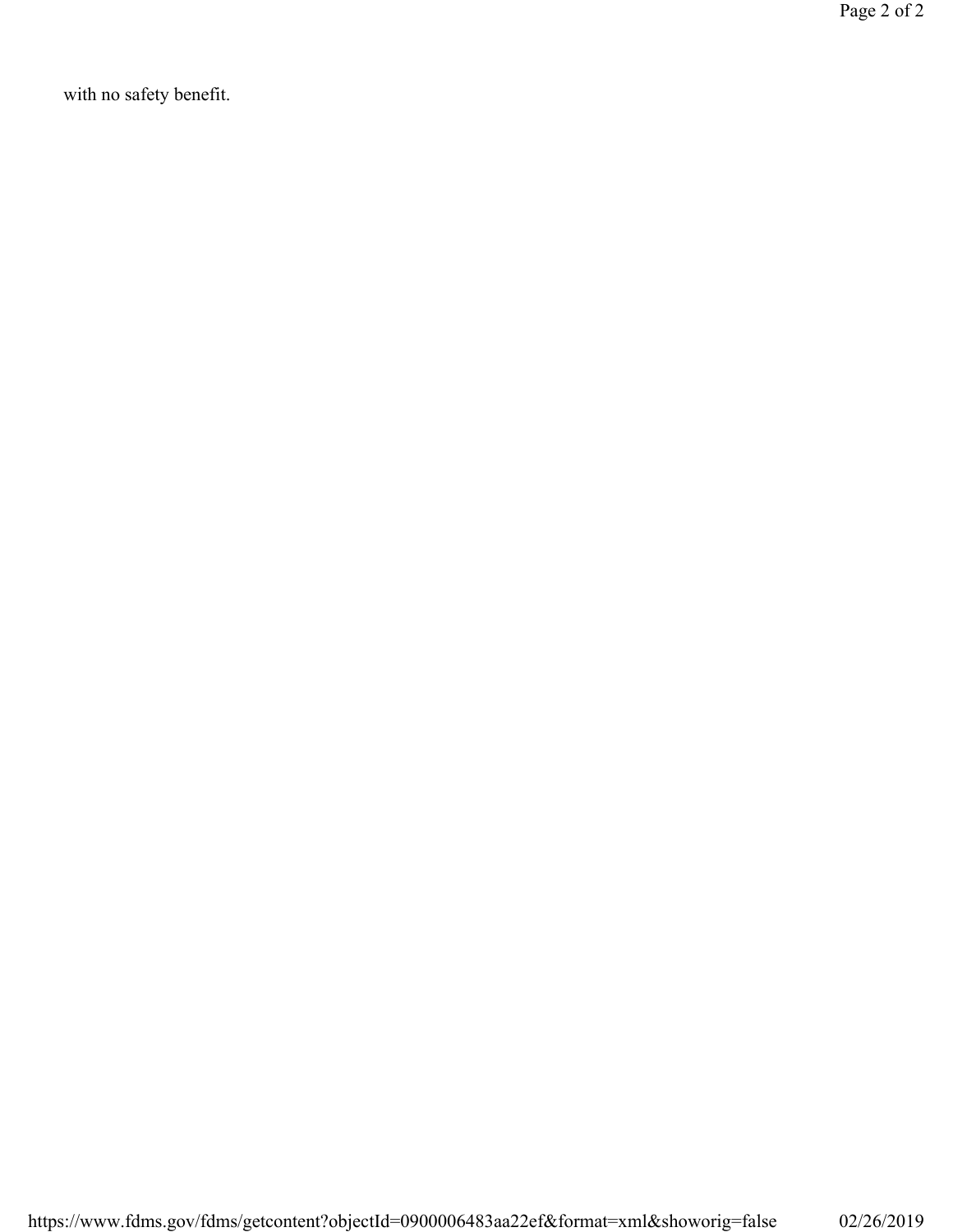with no safety benefit.